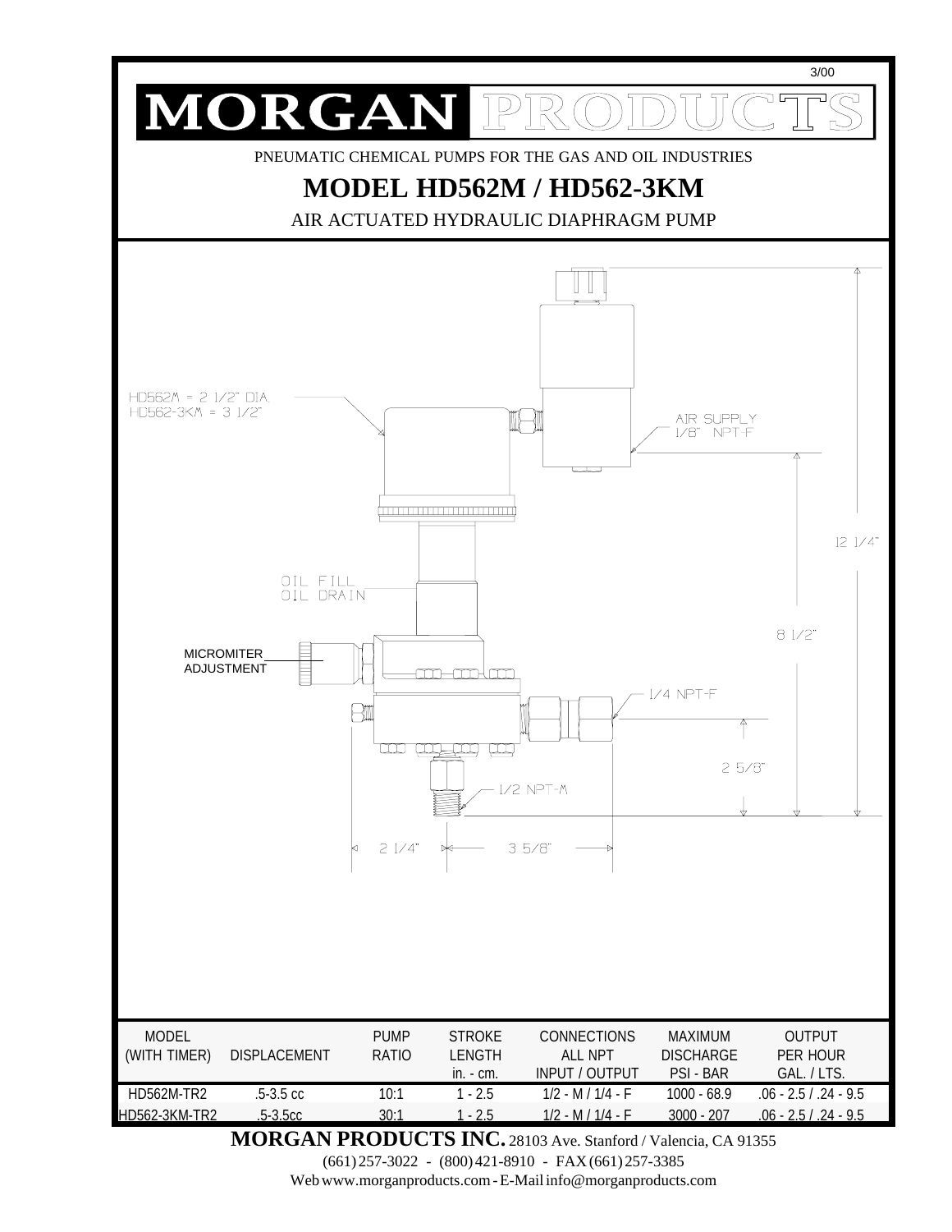3/00

# MORGAN PRODUCTS

PNEUMATIC CHEMICAL PUMPS FOR THE GAS AND OIL INDUSTRIES

## MODEL HD562M / HD562-3KM

AIR ACTUATED HYDRAULIC DIAPHRAGM PUMP

HD562M = 2 1/2" DIA.
HD562-3KM = 3 1/2"

AIR SUPPLY
1/8" NPT-F

12 1/4"

OIL FILL
OIL DRAIN

8 1/2"

MICROMITER
ADJUSTMENT

1/4 NPT-F

2 5/8"

1/2 NPT-M

2 1/4"

3 5/8"

| MODEL (WITH TIMER) | DISPLACEMENT | PUMP RATIO | STROKE LENGTH in. - cm. | CONNECTIONS ALL NPT INPUT / OUTPUT | MAXIMUM DISCHARGE PSI - BAR | OUTPUT PER HOUR GAL. / LTS. |
|---|---|---|---|---|---|---|
| HD562M-TR2 | .5-3.5 cc | 10:1 | 1 - 2.5 | 1/2 - M / 1/4 - F | 1000 - 68.9 | .06 - 2.5 / .24 - 9.5 |
| HD562-3KM-TR2 | .5-3.5cc | 30:1 | 1 - 2.5 | 1/2 - M / 1/4 - F | 3000 - 207 | .06 - 2.5 / .24 - 9.5 |

**MORGAN PRODUCTS INC.** 28103 Ave. Stanford / Valencia, CA 91355
(661) 257-3022 - (800) 421-8910 - FAX (661) 257-3385
Web www.morganproducts.com - E-Mail info@morganproducts.com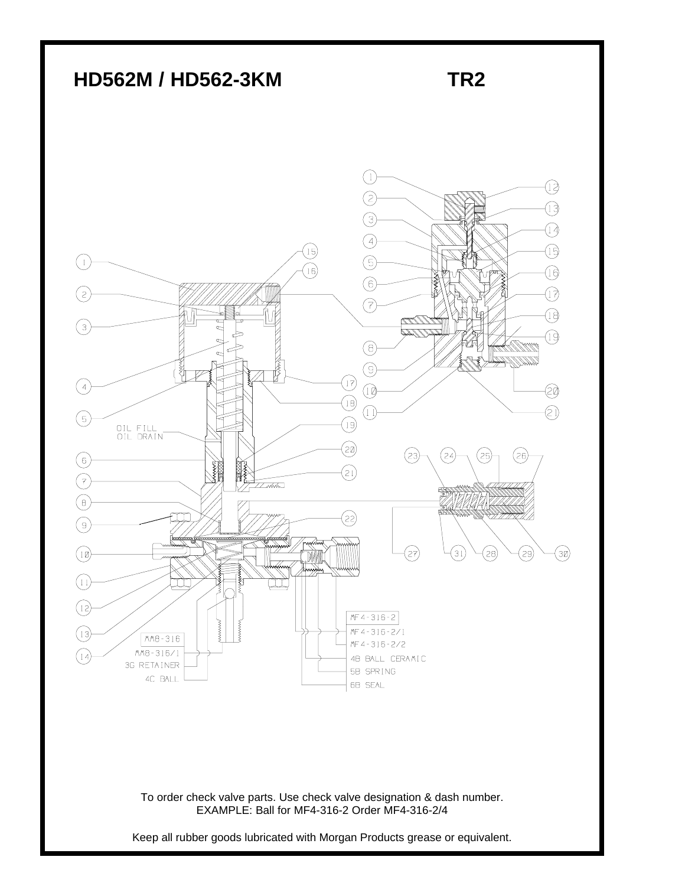# HD562M / HD562-3KM TR2

OIL FILL
OIL DRAIN

MM8-316
MM8-316/1
3G RETAINER
4C BALL

MF4-316-2
MF4-316-2/1
MF4-316-2/2
4B BALL CERAMIC
5B SPRING
6B SEAL

To order check valve parts. Use check valve designation & dash number.
EXAMPLE: Ball for MF4-316-2 Order MF4-316-2/4

Keep all rubber goods lubricated with Morgan Products grease or equivalent.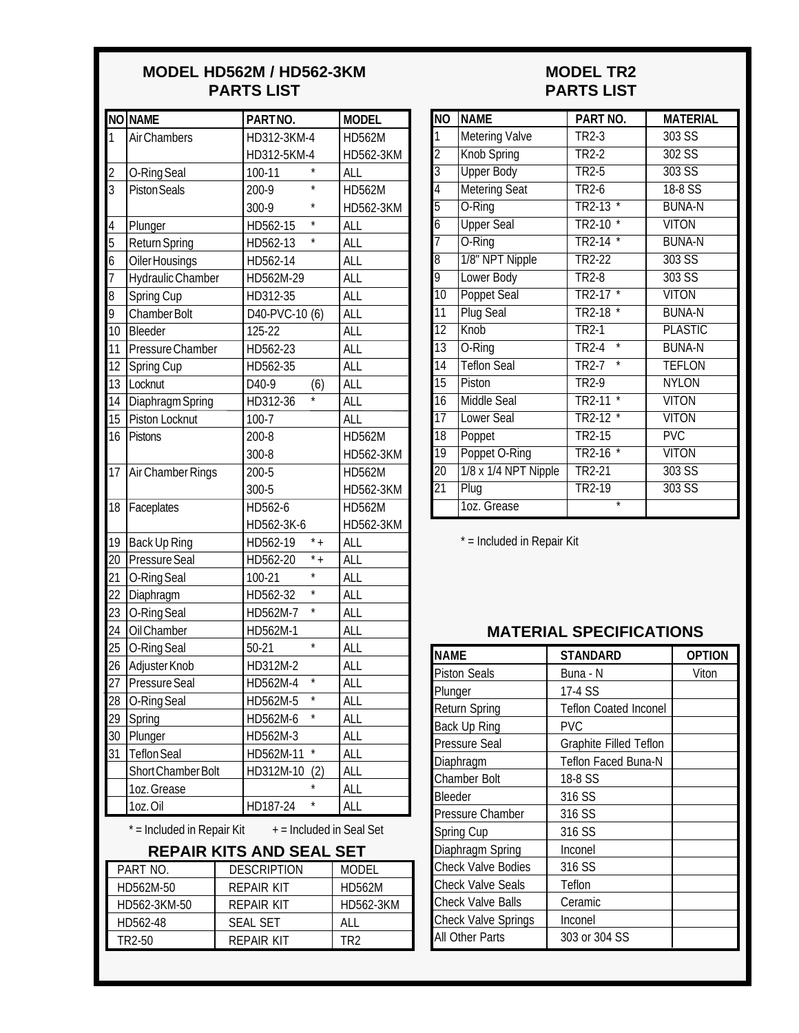## MODEL HD562M / HD562-3KM PARTS LIST

| NO | NAME | PART NO. | MODEL |
|---|---|---|---|
| 1 | Air Chambers | HD312-3KM-4 | HD562M |
| | | HD312-5KM-4 | HD562-3KM |
| 2 | O-Ring Seal | 100-11 * | ALL |
| 3 | Piston Seals | 200-9 * | HD562M |
| | | 300-9 * | HD562-3KM |
| 4 | Plunger | HD562-15 * | ALL |
| 5 | Return Spring | HD562-13 * | ALL |
| 6 | Oiler Housings | HD562-14 | ALL |
| 7 | Hydraulic Chamber | HD562M-29 | ALL |
| 8 | Spring Cup | HD312-35 | ALL |
| 9 | Chamber Bolt | D40-PVC-10 (6) | ALL |
| 10 | Bleeder | 125-22 | ALL |
| 11 | Pressure Chamber | HD562-23 | ALL |
| 12 | Spring Cup | HD562-35 | ALL |
| 13 | Locknut | D40-9 (6) | ALL |
| 14 | Diaphragm Spring | HD312-36 * | ALL |
| 15 | Piston Locknut | 100-7 | ALL |
| 16 | Pistons | 200-8 | HD562M |
| | | 300-8 | HD562-3KM |
| 17 | Air Chamber Rings | 200-5 | HD562M |
| | | 300-5 | HD562-3KM |
| 18 | Faceplates | HD562-6 | HD562M |
| | | HD562-3K-6 | HD562-3KM |
| 19 | Back Up Ring | HD562-19 *+ | ALL |
| 20 | Pressure Seal | HD562-20 *+ | ALL |
| 21 | O-Ring Seal | 100-21 * | ALL |
| 22 | Diaphragm | HD562-32 * | ALL |
| 23 | O-Ring Seal | HD562M-7 * | ALL |
| 24 | Oil Chamber | HD562M-1 | ALL |
| 25 | O-Ring Seal | 50-21 * | ALL |
| 26 | Adjuster Knob | HD312M-2 | ALL |
| 27 | Pressure Seal | HD562M-4 * | ALL |
| 28 | O-Ring Seal | HD562M-5 * | ALL |
| 29 | Spring | HD562M-6 * | ALL |
| 30 | Plunger | HD562M-3 | ALL |
| 31 | Teflon Seal | HD562M-11 * | ALL |
| | Short Chamber Bolt | HD312M-10 (2) | ALL |
| | 1oz. Grease | * | ALL |
| | 1oz. Oil | HD187-24 * | ALL |

* = Included in Repair Kit   + = Included in Seal Set

## REPAIR KITS AND SEAL SET

| PART NO. | DESCRIPTION | MODEL |
|---|---|---|
| HD562M-50 | REPAIR KIT | HD562M |
| HD562-3KM-50 | REPAIR KIT | HD562-3KM |
| HD562-48 | SEAL SET | ALL |
| TR2-50 | REPAIR KIT | TR2 |

## MODEL TR2 PARTS LIST

| NO | NAME | PART NO. | MATERIAL |
|---|---|---|---|
| 1 | Metering Valve | TR2-3 | 303 SS |
| 2 | Knob Spring | TR2-2 | 302 SS |
| 3 | Upper Body | TR2-5 | 303 SS |
| 4 | Metering Seat | TR2-6 | 18-8 SS |
| 5 | O-Ring | TR2-13 * | BUNA-N |
| 6 | Upper Seal | TR2-10 * | VITON |
| 7 | O-Ring | TR2-14 * | BUNA-N |
| 8 | 1/8" NPT Nipple | TR2-22 | 303 SS |
| 9 | Lower Body | TR2-8 | 303 SS |
| 10 | Poppet Seal | TR2-17 * | VITON |
| 11 | Plug Seal | TR2-18 * | BUNA-N |
| 12 | Knob | TR2-1 | PLASTIC |
| 13 | O-Ring | TR2-4 * | BUNA-N |
| 14 | Teflon Seal | TR2-7 * | TEFLON |
| 15 | Piston | TR2-9 | NYLON |
| 16 | Middle Seal | TR2-11 * | VITON |
| 17 | Lower Seal | TR2-12 * | VITON |
| 18 | Poppet | TR2-15 | PVC |
| 19 | Poppet O-Ring | TR2-16 * | VITON |
| 20 | 1/8 x 1/4 NPT Nipple | TR2-21 | 303 SS |
| 21 | Plug | TR2-19 | 303 SS |
| | 1oz. Grease | * | |

* = Included in Repair Kit

## MATERIAL SPECIFICATIONS

| NAME | STANDARD | OPTION |
|---|---|---|
| Piston Seals | Buna - N | Viton |
| Plunger | 17-4 SS | |
| Return Spring | Teflon Coated Inconel | |
| Back Up Ring | PVC | |
| Pressure Seal | Graphite Filled Teflon | |
| Diaphragm | Teflon Faced Buna-N | |
| Chamber Bolt | 18-8 SS | |
| Bleeder | 316 SS | |
| Pressure Chamber | 316 SS | |
| Spring Cup | 316 SS | |
| Diaphragm Spring | Inconel | |
| Check Valve Bodies | 316 SS | |
| Check Valve Seals | Teflon | |
| Check Valve Balls | Ceramic | |
| Check Valve Springs | Inconel | |
| All Other Parts | 303 or 304 SS | |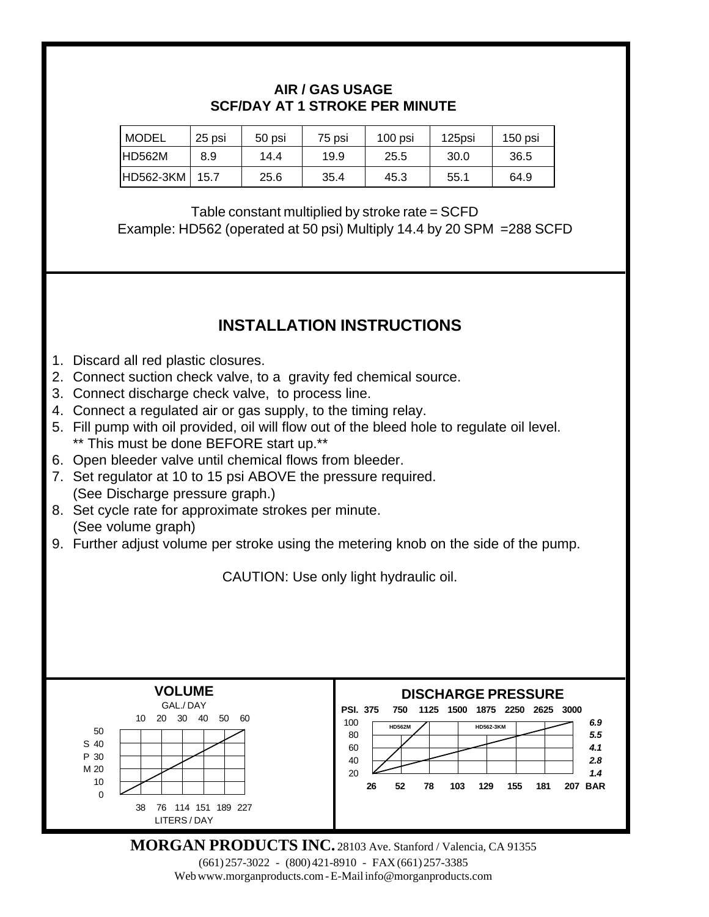## AIR / GAS USAGE
## SCF/DAY AT 1 STROKE PER MINUTE

| MODEL | 25 psi | 50 psi | 75 psi | 100 psi | 125psi | 150 psi |
|---|---|---|---|---|---|---|
| HD562M | 8.9 | 14.4 | 19.9 | 25.5 | 30.0 | 36.5 |
| HD562-3KM | 15.7 | 25.6 | 35.4 | 45.3 | 55.1 | 64.9 |

Table constant multiplied by stroke rate = SCFD

Example: HD562 (operated at 50 psi) Multiply 14.4 by 20 SPM =288 SCFD

## INSTALLATION INSTRUCTIONS

1. Discard all red plastic closures.
2. Connect suction check valve, to a gravity fed chemical source.
3. Connect discharge check valve, to process line.
4. Connect a regulated air or gas supply, to the timing relay.
5. Fill pump with oil provided, oil will flow out of the bleed hole to regulate oil level.
   ** This must be done BEFORE start up.**
6. Open bleeder valve until chemical flows from bleeder.
7. Set regulator at 10 to 15 psi ABOVE the pressure required.
   (See Discharge pressure graph.)
8. Set cycle rate for approximate strokes per minute.
   (See volume graph)
9. Further adjust volume per stroke using the metering knob on the side of the pump.

CAUTION: Use only light hydraulic oil.

### VOLUME

GAL./ DAY

10 20 30 40 50 60

SPM

50 40 30 20 10 0

38 76 114 151 189 227

LITERS / DAY

### DISCHARGE PRESSURE

PSI. 375 750 1125 1500 1875 2250 2625 3000

100 80 60 40 20

HD562M

HD562-3KM

6.9 5.5 4.1 2.8 1.4

26 52 78 103 129 155 181 207 BAR

**MORGAN PRODUCTS INC.** 28103 Ave. Stanford / Valencia, CA 91355

(661) 257-3022 - (800) 421-8910 - FAX (661) 257-3385

Web www.morganproducts.com - E-Mail info@morganproducts.com